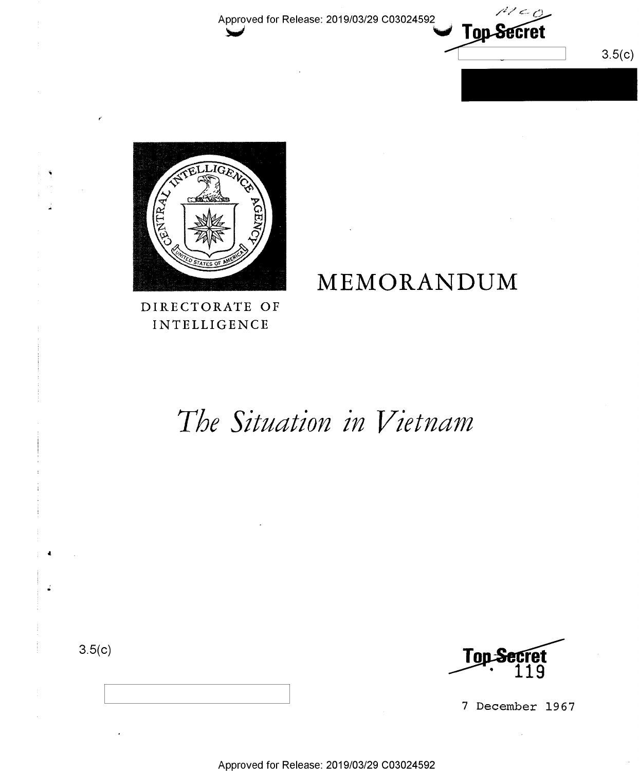Approved for Release: 2019/03/29 C03024592

Top Secret

3.5(c)

MEMORANDUM

DIRECTORATE OF INTELLIGENCE

# *The Situation in Vietnam*

3.5(c)

Top Secret

119

7 December 1967

Approved for Release: 2019/03/29 C03024592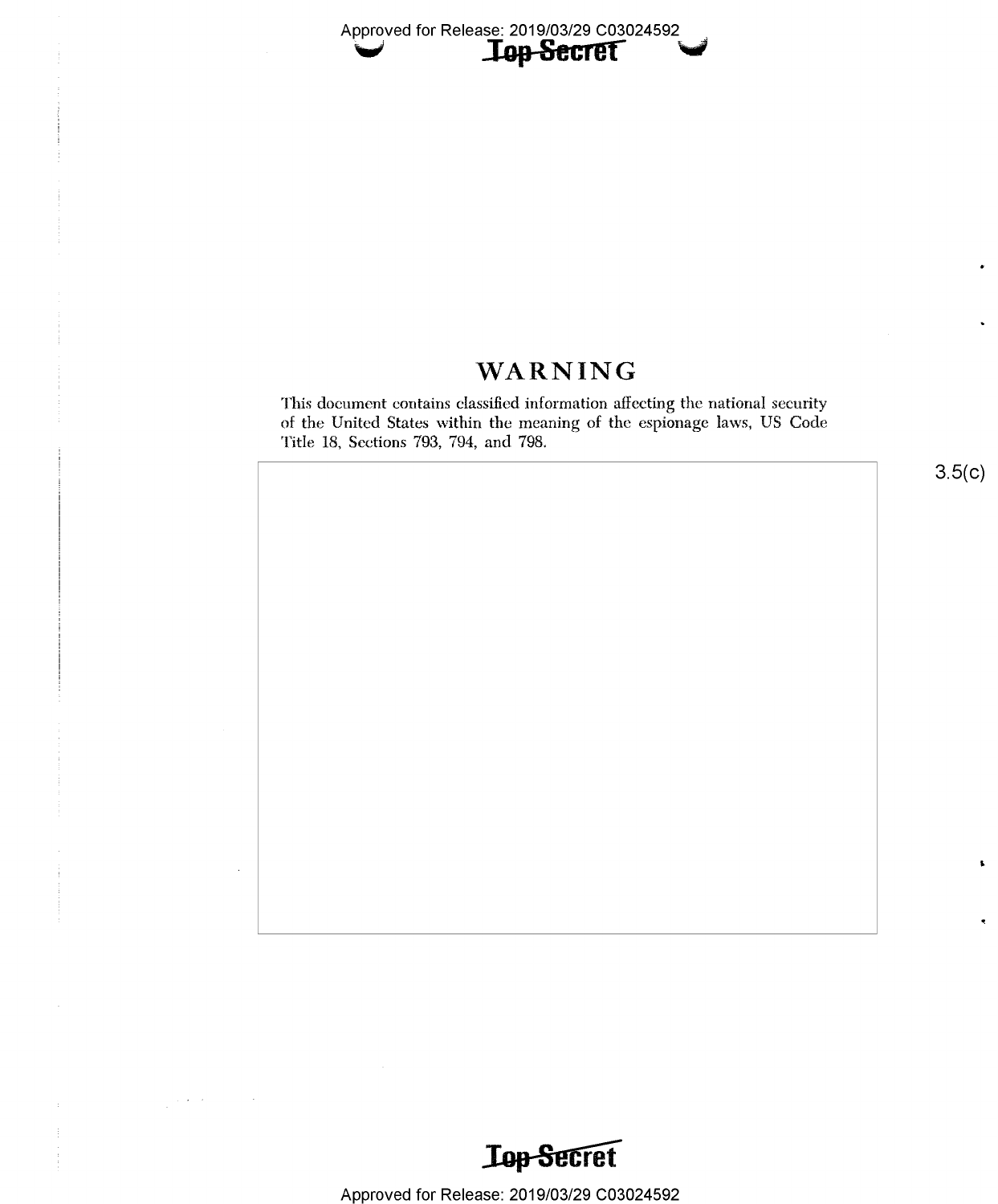# WARNING

This document contains classified information affecting the national security of the United States within the meaning of the espionage laws, US Code Title 18, Sections 793, 794, and 798.

3.5(c)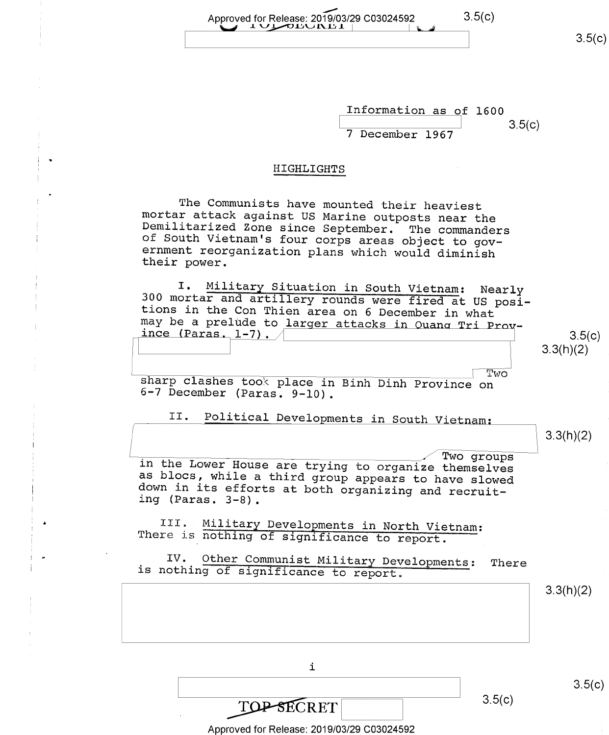Information as of 1600

7 December 1967

## HIGHLIGHTS

The Communists have mounted their heaviest mortar attack against US Marine outposts near the Demilitarized Zone since September. The commanders of South Vietnam's four corps areas object to government reorganization plans which would diminish their power.

I. Military Situation in South Vietnam: Nearly 300 mortar and artillery rounds were fired at US positions in the Con Thien area on 6 December in what may be a prelude to larger attacks in Quang Tri Province (Paras. 1-7). Two sharp clashes took place in Binh Dinh Province on 6-7 December (Paras. 9-10).

II. Political Developments in South Vietnam: Two groups in the Lower House are trying to organize themselves as blocs, while a third group appears to have slowed down in its efforts at both organizing and recruiting (Paras. 3-8).

III. Military Developments in North Vietnam: There is nothing of significance to report.

IV. Other Communist Military Developments: There is nothing of significance to report.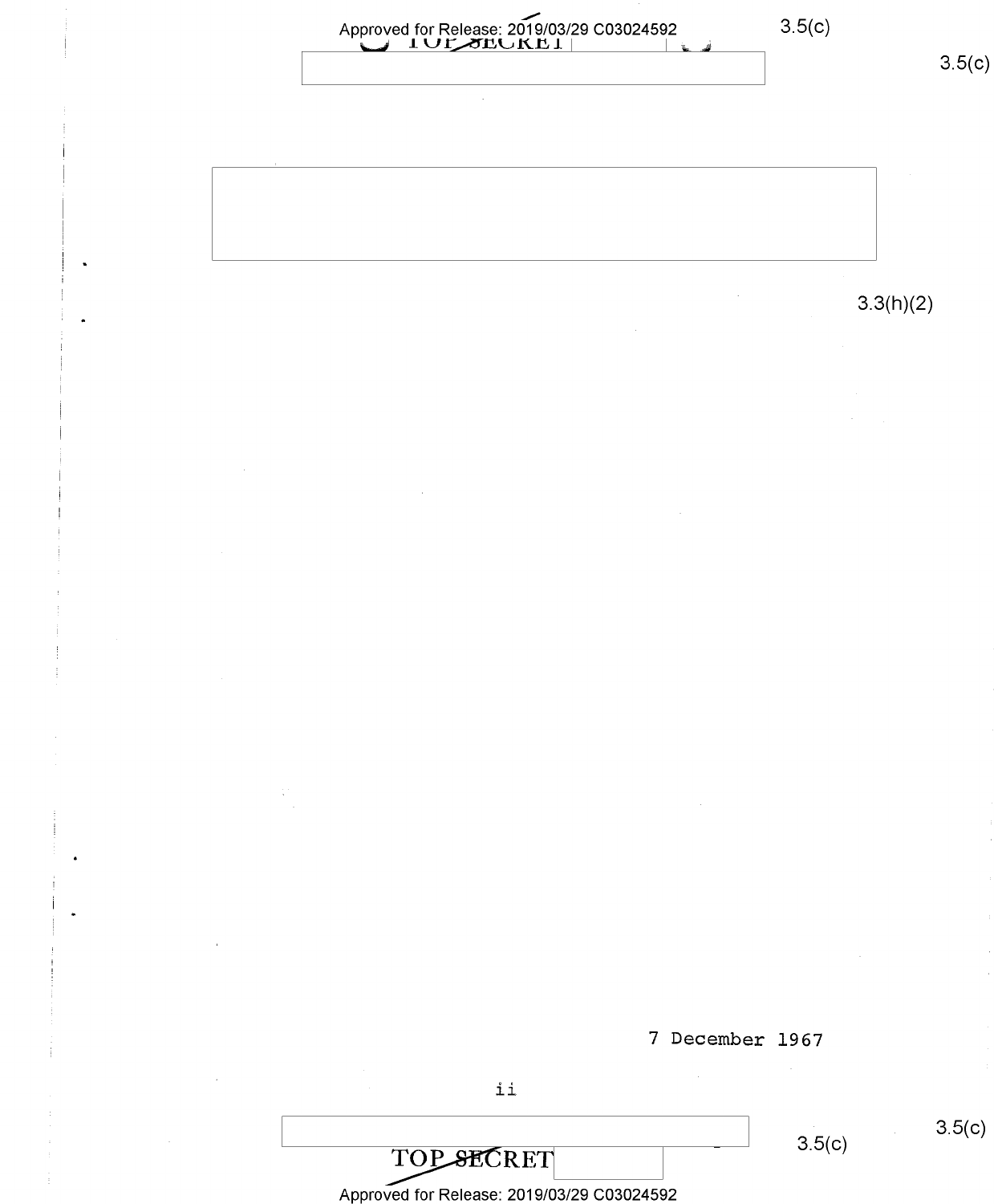3.5(c)

3.5(c)

3.3(h)(2)

7 December 1967

3.5(c)

3.5(c)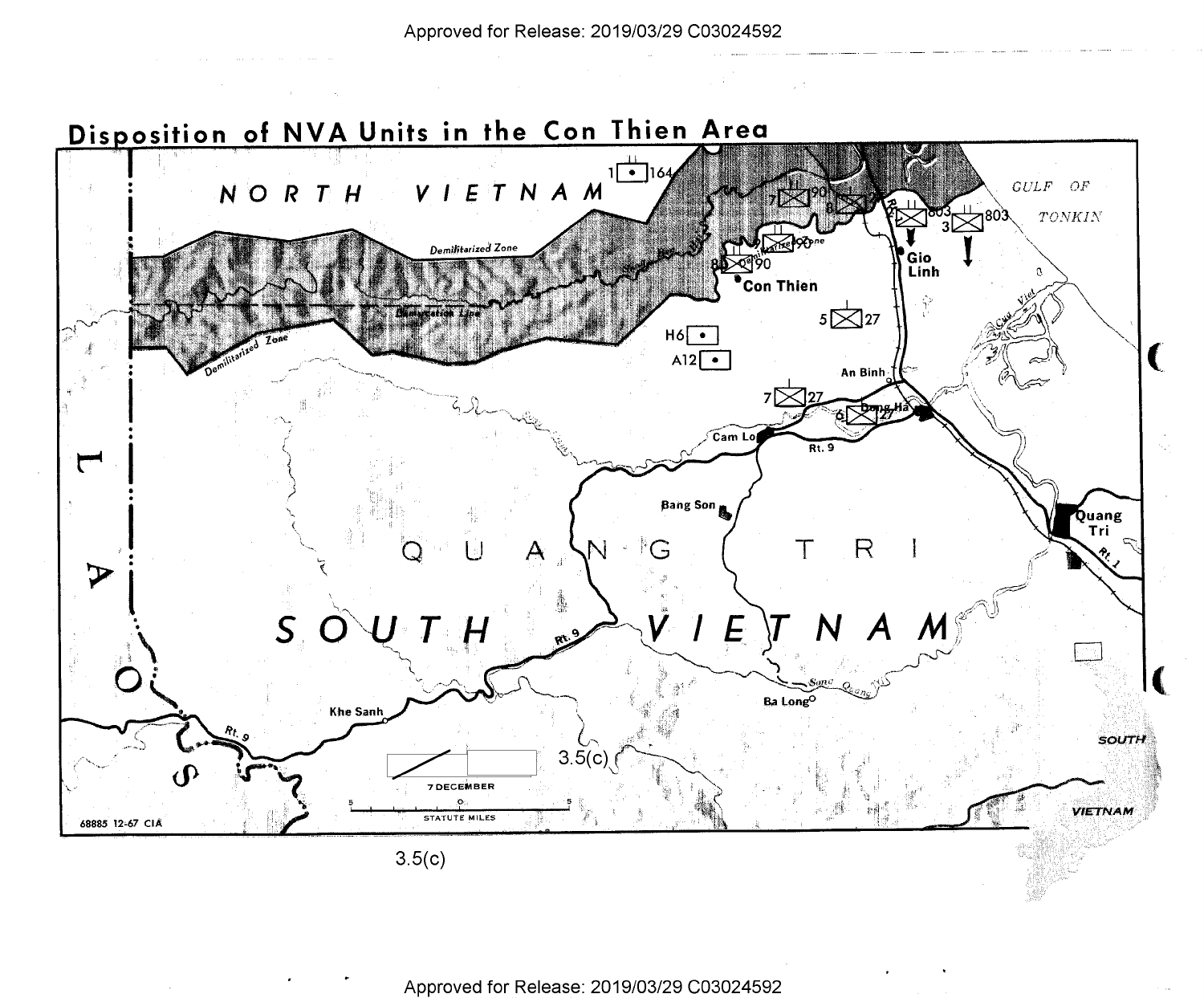# Disposition of NVA Units in the Con Thien Area

NORTH VIETNAM

GULF OF TONKIN

Demilitarized Zone

Demarcation Line

Con Thien

Gio Linh

An Binh

Dong Ha

Cam Lo

Rt. 9

Bang Son

QUANG TRI

SOUTH VIETNAM

Quang Tri

Rt. 1

Khe Sanh

Ba Long

Song Quang

LAOS

1 164

7 90

8

803

3 803

9 90

8 90

5 27

H6

A12

7 27

6 27

7 DECEMBER

5 0 5
STATUTE MILES

68885 12-67 CIA

3.5(c)

3.5(c)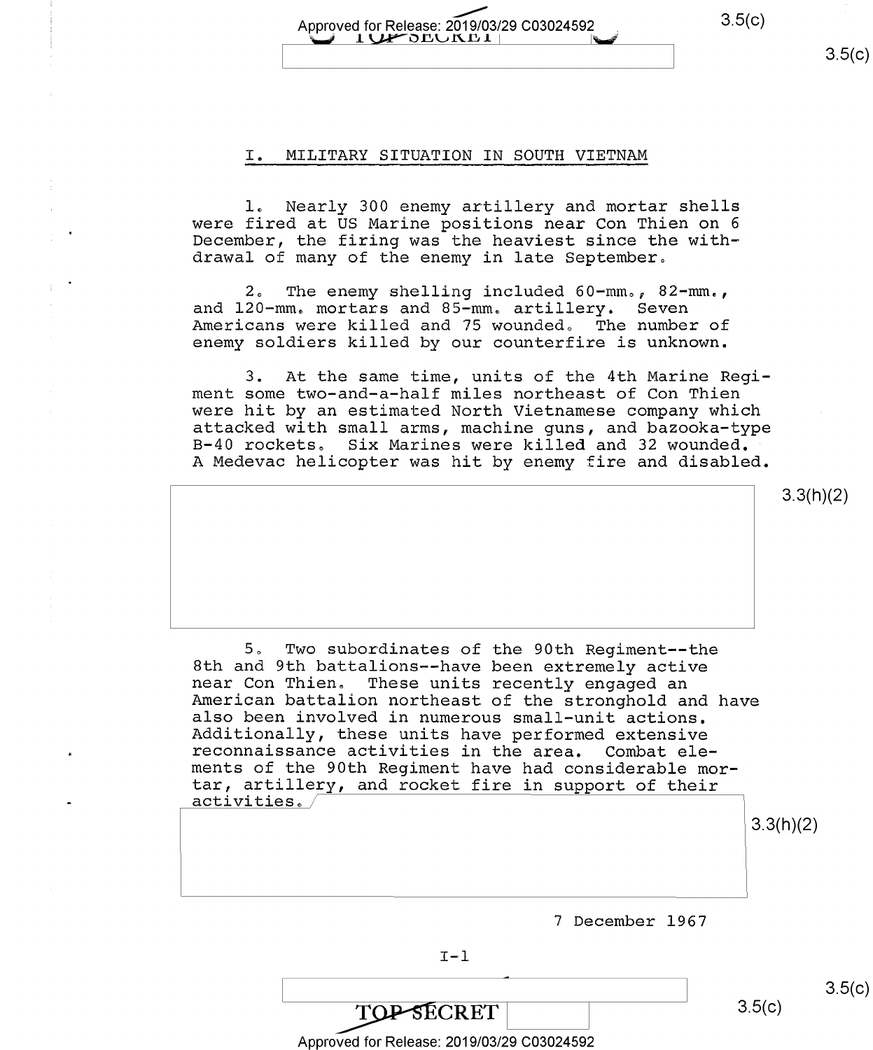## I. MILITARY SITUATION IN SOUTH VIETNAM

1. Nearly 300 enemy artillery and mortar shells were fired at US Marine positions near Con Thien on 6 December, the firing was the heaviest since the withdrawal of many of the enemy in late September.

2. The enemy shelling included 60-mm., 82-mm., and 120-mm. mortars and 85-mm. artillery. Seven Americans were killed and 75 wounded. The number of enemy soldiers killed by our counterfire is unknown.

3. At the same time, units of the 4th Marine Regiment some two-and-a-half miles northeast of Con Thien were hit by an estimated North Vietnamese company which attacked with small arms, machine guns, and bazooka-type B-40 rockets. Six Marines were killed and 32 wounded. A Medevac helicopter was hit by enemy fire and disabled.

3.3(h)(2)

5. Two subordinates of the 90th Regiment--the 8th and 9th battalions--have been extremely active near Con Thien. These units recently engaged an American battalion northeast of the stronghold and have also been involved in numerous small-unit actions. Additionally, these units have performed extensive reconnaissance activities in the area. Combat elements of the 90th Regiment have had considerable mortar, artillery, and rocket fire in support of their activities.

3.3(h)(2)

7 December 1967

I-1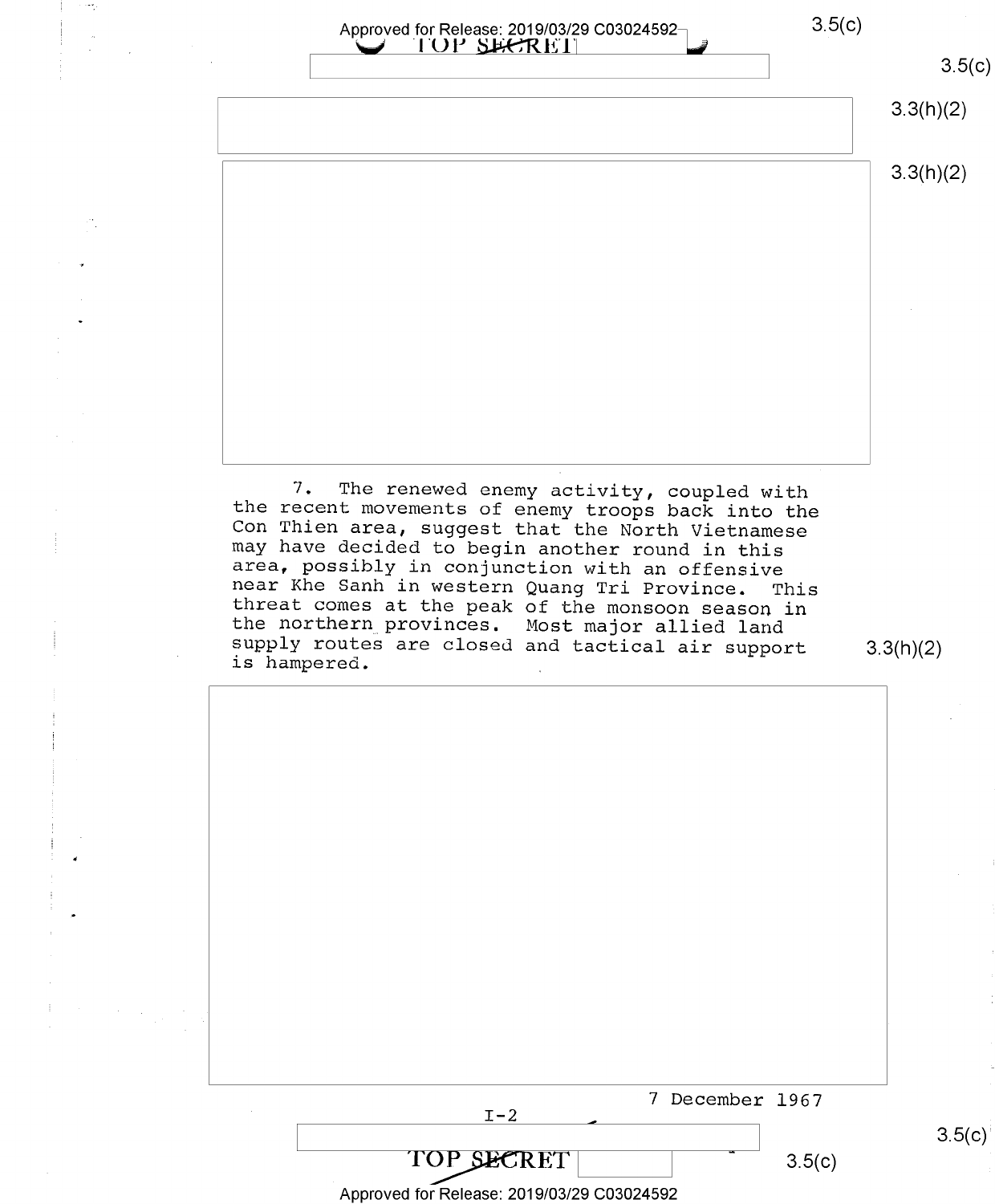7. The renewed enemy activity, coupled with the recent movements of enemy troops back into the Con Thien area, suggest that the North Vietnamese may have decided to begin another round in this area, possibly in conjunction with an offensive near Khe Sanh in western Quang Tri Province. This threat comes at the peak of the monsoon season in the northern provinces. Most major allied land supply routes are closed and tactical air support is hampered.

7 December 1967

I-2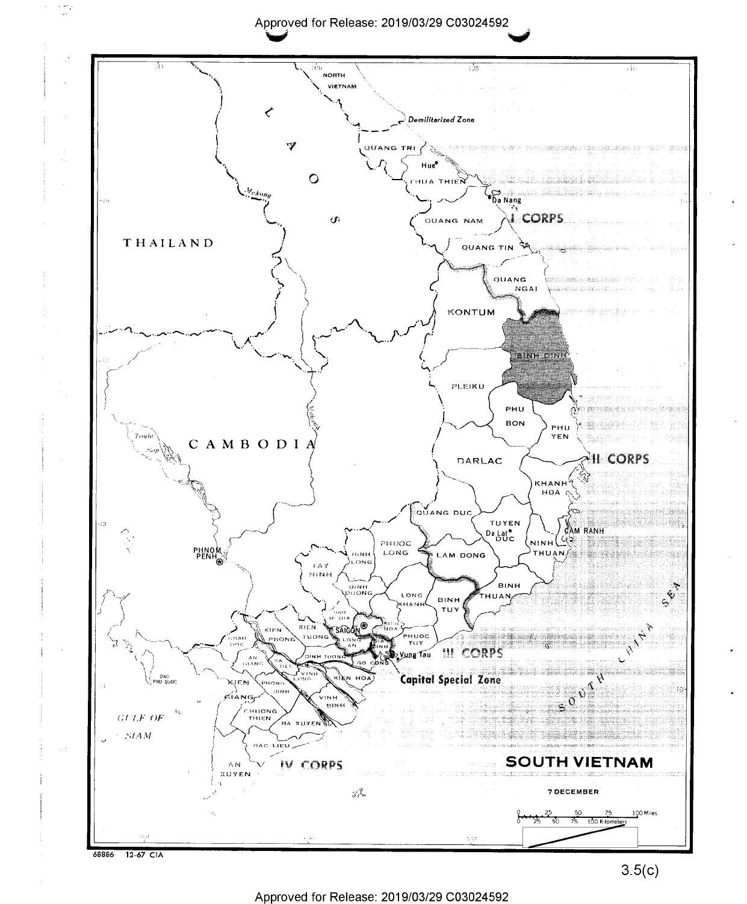NORTH VIETNAM

Demilitarized Zone

LAOS

THAILAND

CAMBODIA

QUANG TRI

Hue

THUA THIEN

Da Nang

QUANG NAM

I CORPS

QUANG TIN

QUANG NGAI

KONTUM

BINH DINH

PLEIKU

PHU BON

PHU YEN

II CORPS

DARLAC

KHANH HOA

QUANG DUC

TUYEN DUC

Da Lat

CAM RANH

NINH THUAN

PHUOC LONG

BINH LONG

LAM DONG

TAY NINH

BINH DUONG

BINH THUAN

LONG KHANH

BINH TUY

HAU NGHIA

BIEN HOA

SAIGON

KIEN PHONG

KIEN TUONG

LONG AN

GIA DINH

PHUOC TUY

CHAU DOC

AN GIANG

SA DEC

DINH TUONG

GO CONG

Vung Tau

III CORPS

VINH LONG

KIEN HOA

Capital Special Zone

KIEN GIANG

PHONG DINH

VINH BINH

CHUONG THIEN

BA XUYEN

BAC LIEU

AN XUYEN

IV CORPS

DAO PHU QUOC

GULF OF SIAM

SOUTH CHINA SEA

PHNOM PENH

Tonle Sap

Mekong

# SOUTH VIETNAM

7 DECEMBER

0 25 50 75 100 Miles

0 25 50 75 100 Kilometers

68886 12-67 CIA

3.5(c)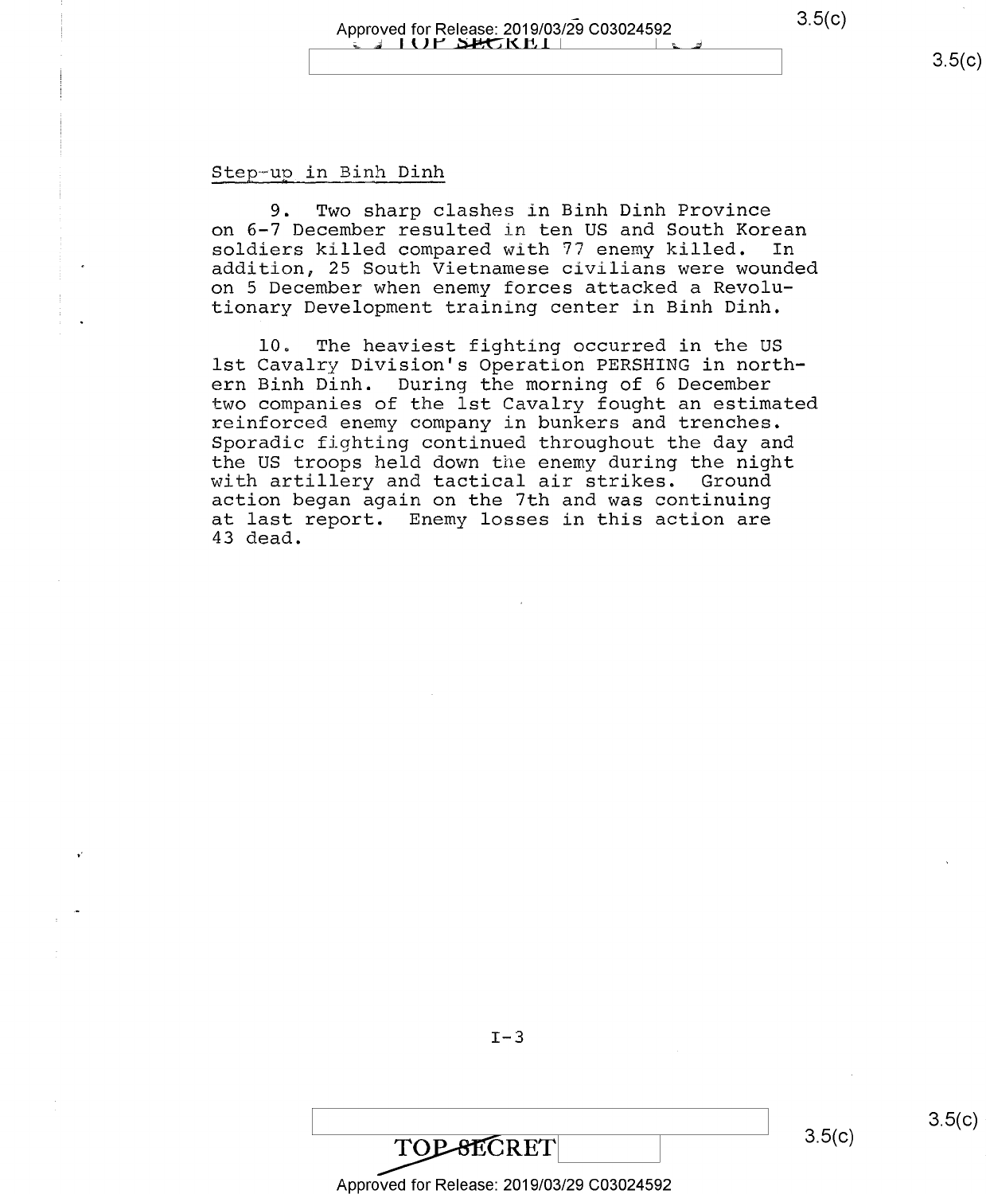## Step-up in Binh Dinh

9. Two sharp clashes in Binh Dinh Province on 6-7 December resulted in ten US and South Korean soldiers killed compared with 77 enemy killed. In addition, 25 South Vietnamese civilians were wounded on 5 December when enemy forces attacked a Revolutionary Development training center in Binh Dinh.

10. The heaviest fighting occurred in the US 1st Cavalry Division's Operation PERSHING in northern Binh Dinh. During the morning of 6 December two companies of the 1st Cavalry fought an estimated reinforced enemy company in bunkers and trenches. Sporadic fighting continued throughout the day and the US troops held down the enemy during the night with artillery and tactical air strikes. Ground action began again on the 7th and was continuing at last report. Enemy losses in this action are 43 dead.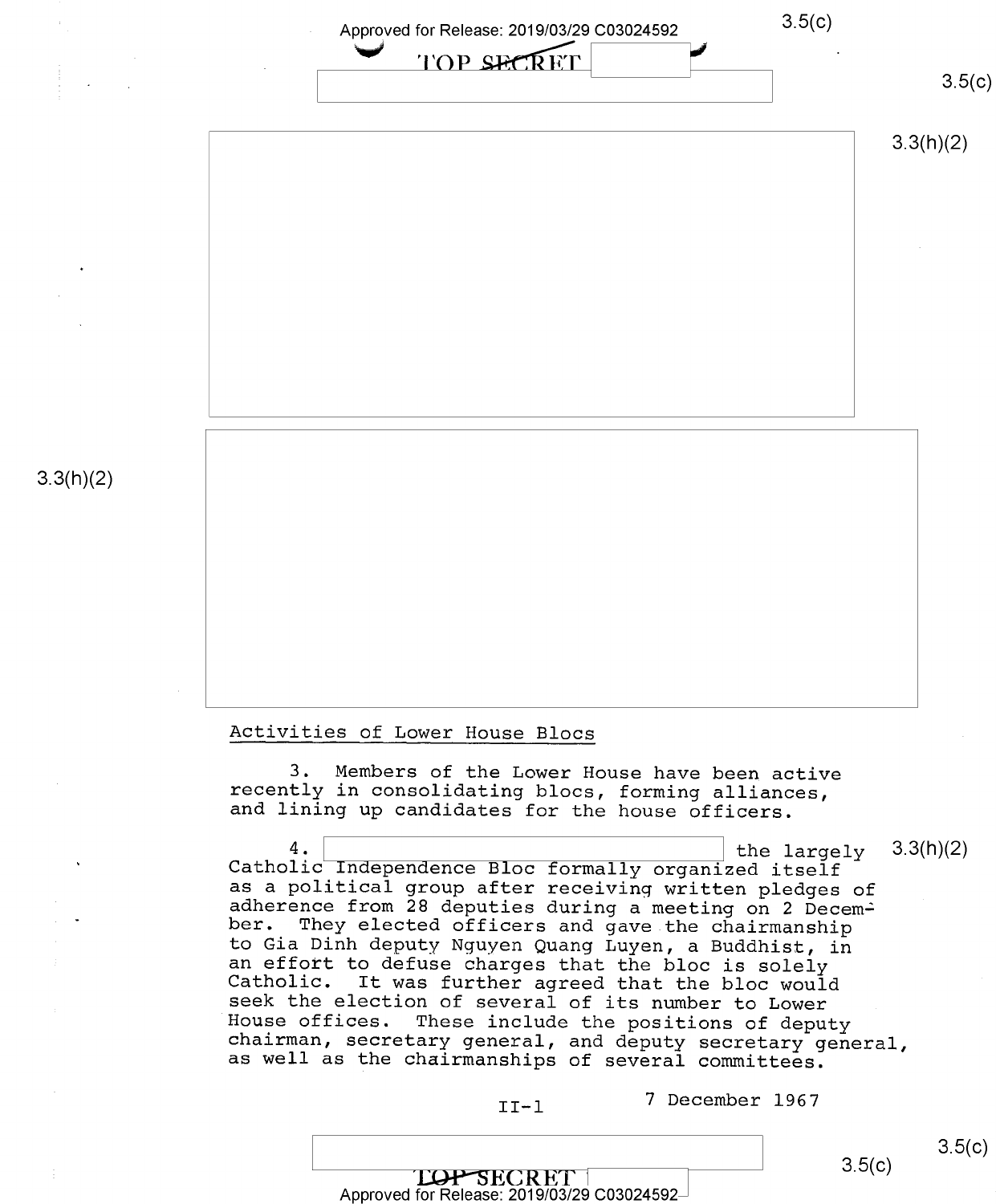## Activities of Lower House Blocs

3. Members of the Lower House have been active recently in consolidating blocs, forming alliances, and lining up candidates for the house officers.

4. [redacted] the largely Catholic Independence Bloc formally organized itself as a political group after receiving written pledges of adherence from 28 deputies during a meeting on 2 December. They elected officers and gave the chairmanship to Gia Dinh deputy Nguyen Quang Luyen, a Buddhist, in an effort to defuse charges that the bloc is solely Catholic. It was further agreed that the bloc would seek the election of several of its number to Lower House offices. These include the positions of deputy chairman, secretary general, and deputy secretary general, as well as the chairmanships of several committees.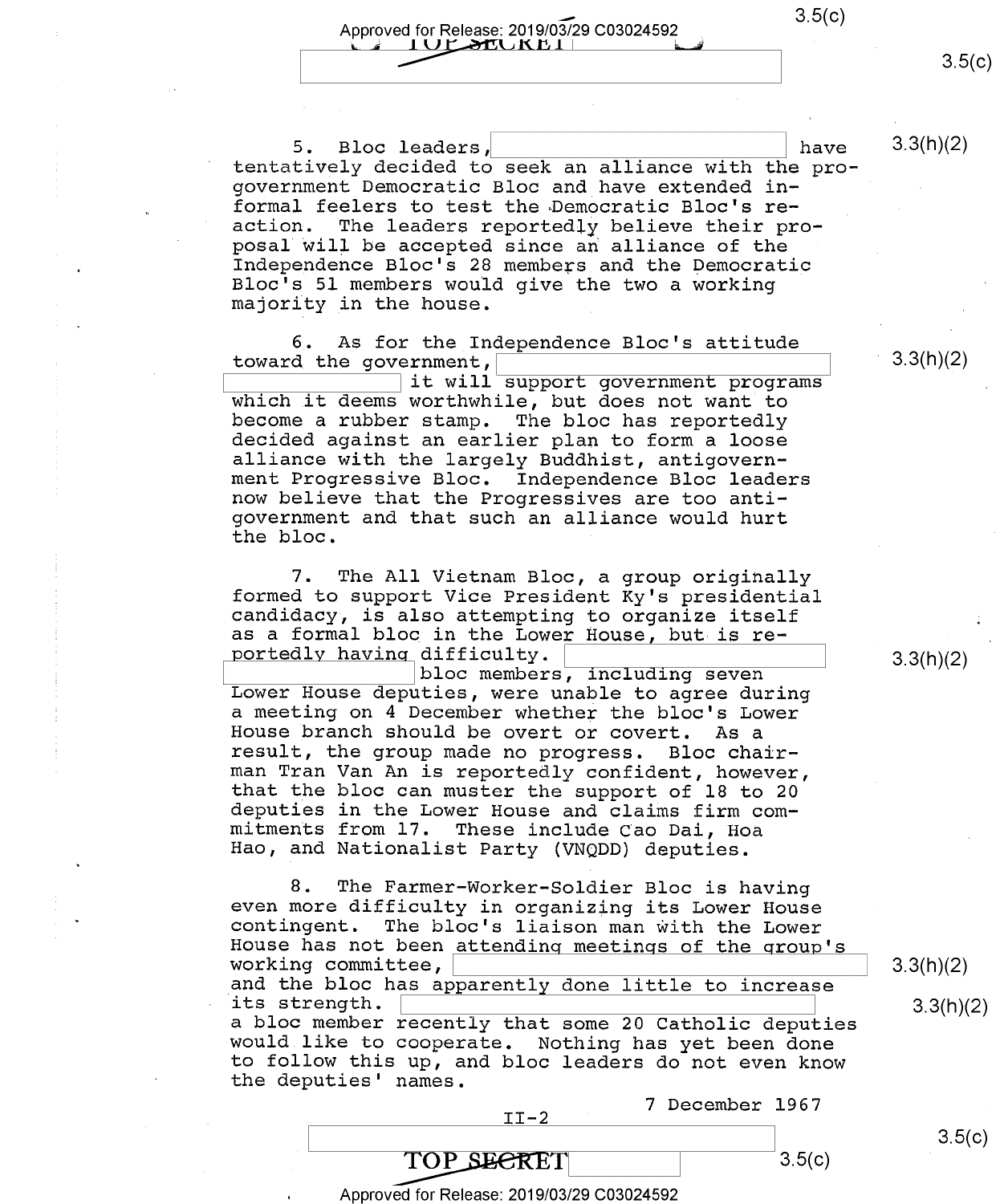5. Bloc leaders, [redacted] have tentatively decided to seek an alliance with the pro-government Democratic Bloc and have extended informal feelers to test the Democratic Bloc's reaction. The leaders reportedly believe their proposal will be accepted since an alliance of the Independence Bloc's 28 members and the Democratic Bloc's 51 members would give the two a working majority in the house.

6. As for the Independence Bloc's attitude toward the government, [redacted] it will support government programs which it deems worthwhile, but does not want to become a rubber stamp. The bloc has reportedly decided against an earlier plan to form a loose alliance with the largely Buddhist, antigovernment Progressive Bloc. Independence Bloc leaders now believe that the Progressives are too antigovernment and that such an alliance would hurt the bloc.

7. The All Vietnam Bloc, a group originally formed to support Vice President Ky's presidential candidacy, is also attempting to organize itself as a formal bloc in the Lower House, but is reportedly having difficulty. [redacted] bloc members, including seven Lower House deputies, were unable to agree during a meeting on 4 December whether the bloc's Lower House branch should be overt or covert. As a result, the group made no progress. Bloc chairman Tran Van An is reportedly confident, however, that the bloc can muster the support of 18 to 20 deputies in the Lower House and claims firm commitments from 17. These include Cao Dai, Hoa Hao, and Nationalist Party (VNQDD) deputies.

8. The Farmer-Worker-Soldier Bloc is having even more difficulty in organizing its Lower House contingent. The bloc's liaison man with the Lower House has not been attending meetings of the group's working committee, [redacted] and the bloc has apparently done little to increase its strength. [redacted] a bloc member recently that some 20 Catholic deputies would like to cooperate. Nothing has yet been done to follow this up, and bloc leaders do not even know the deputies' names.

7 December 1967

II-2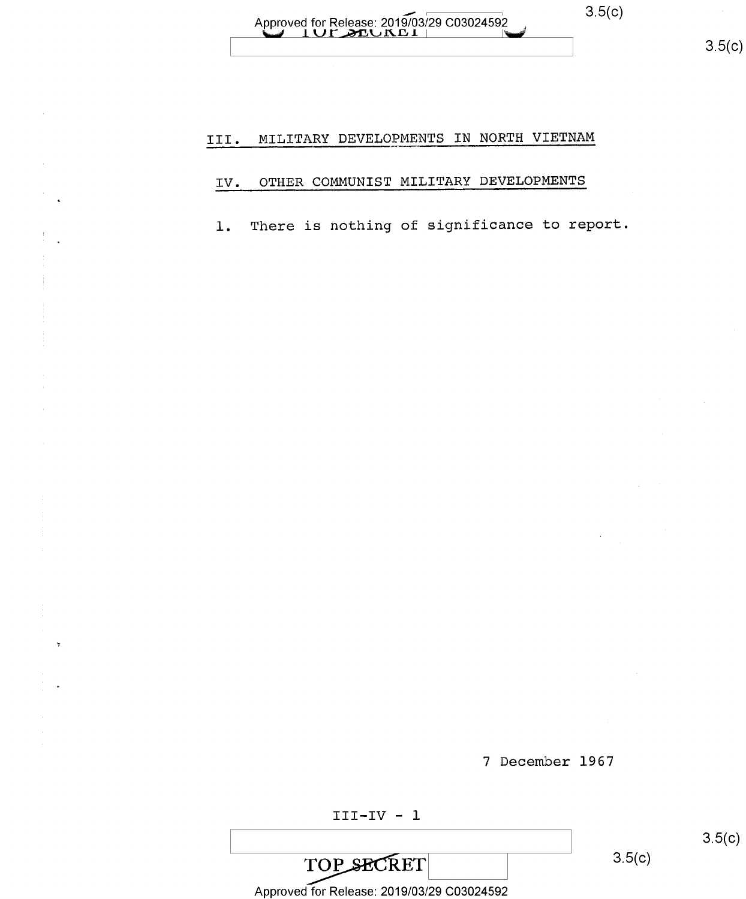## III. MILITARY DEVELOPMENTS IN NORTH VIETNAM

## IV. OTHER COMMUNIST MILITARY DEVELOPMENTS

1. There is nothing of significance to report.

7 December 1967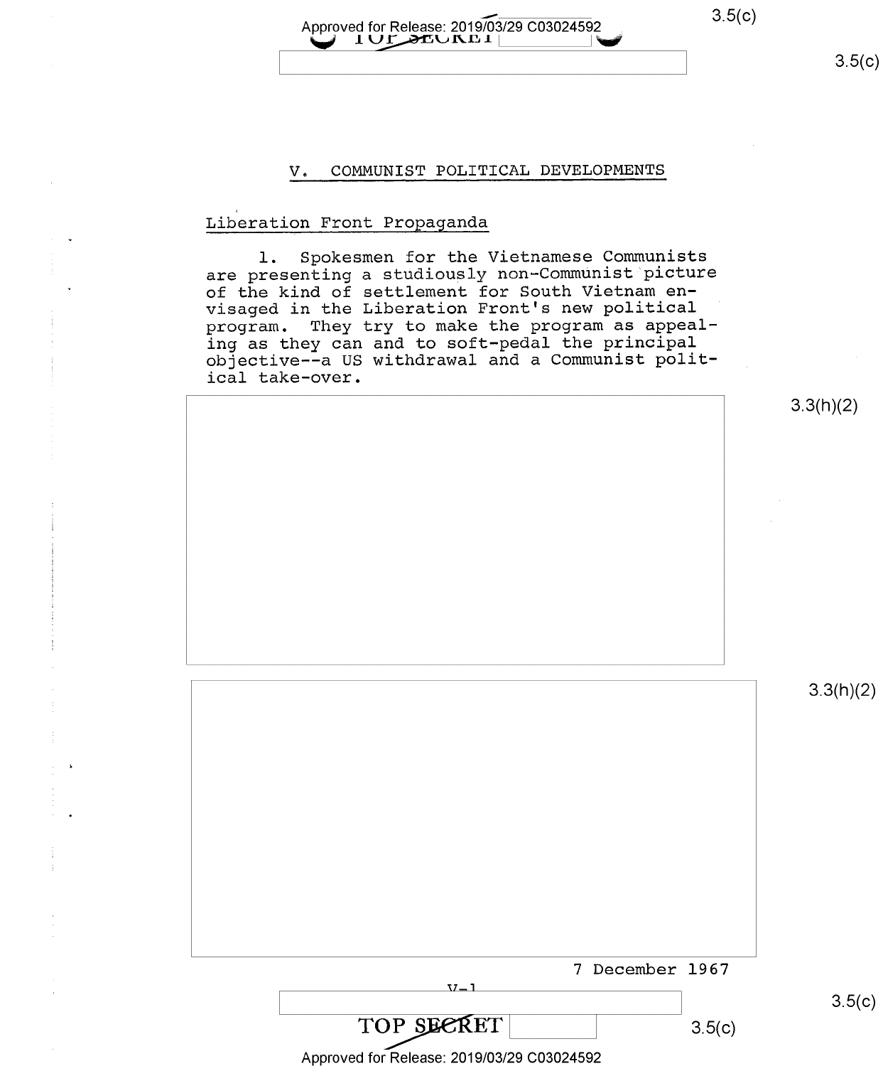## V. COMMUNIST POLITICAL DEVELOPMENTS

### Liberation Front Propaganda

1. Spokesmen for the Vietnamese Communists are presenting a studiously non-Communist picture of the kind of settlement for South Vietnam envisaged in the Liberation Front's new political program. They try to make the program as appealing as they can and to soft-pedal the principal objective--a US withdrawal and a Communist political take-over.

7 December 1967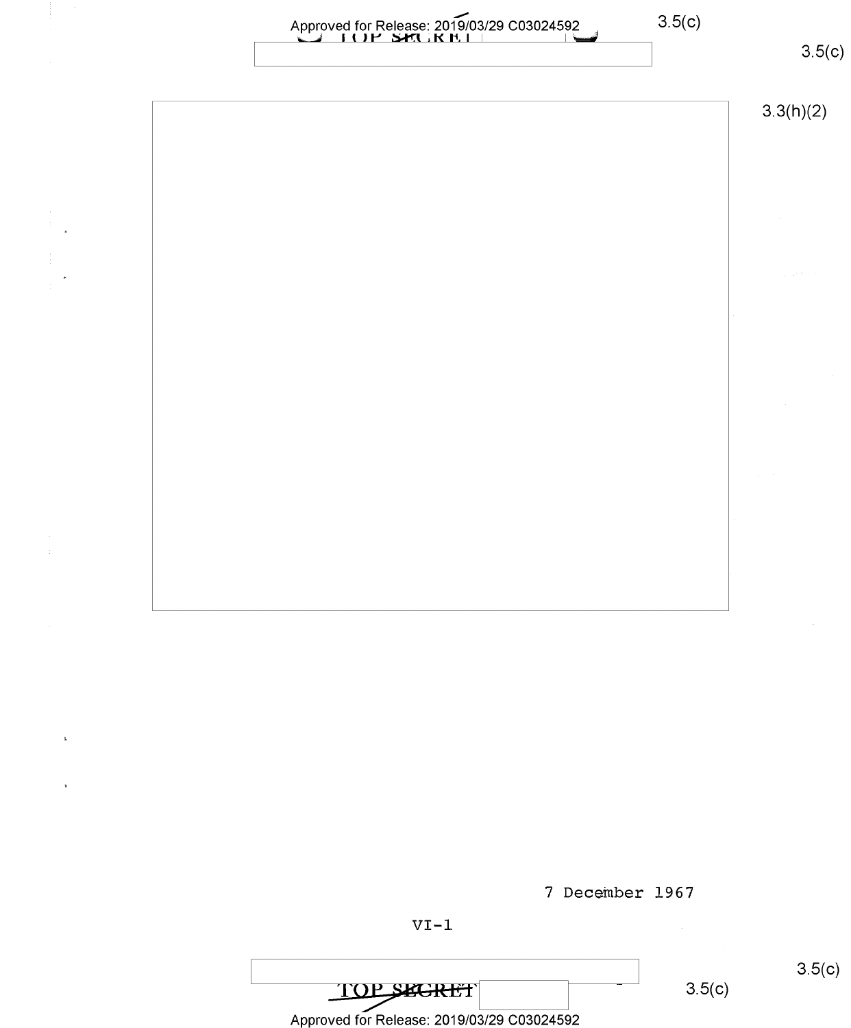3.3(h)(2)

7 December 1967

VI-1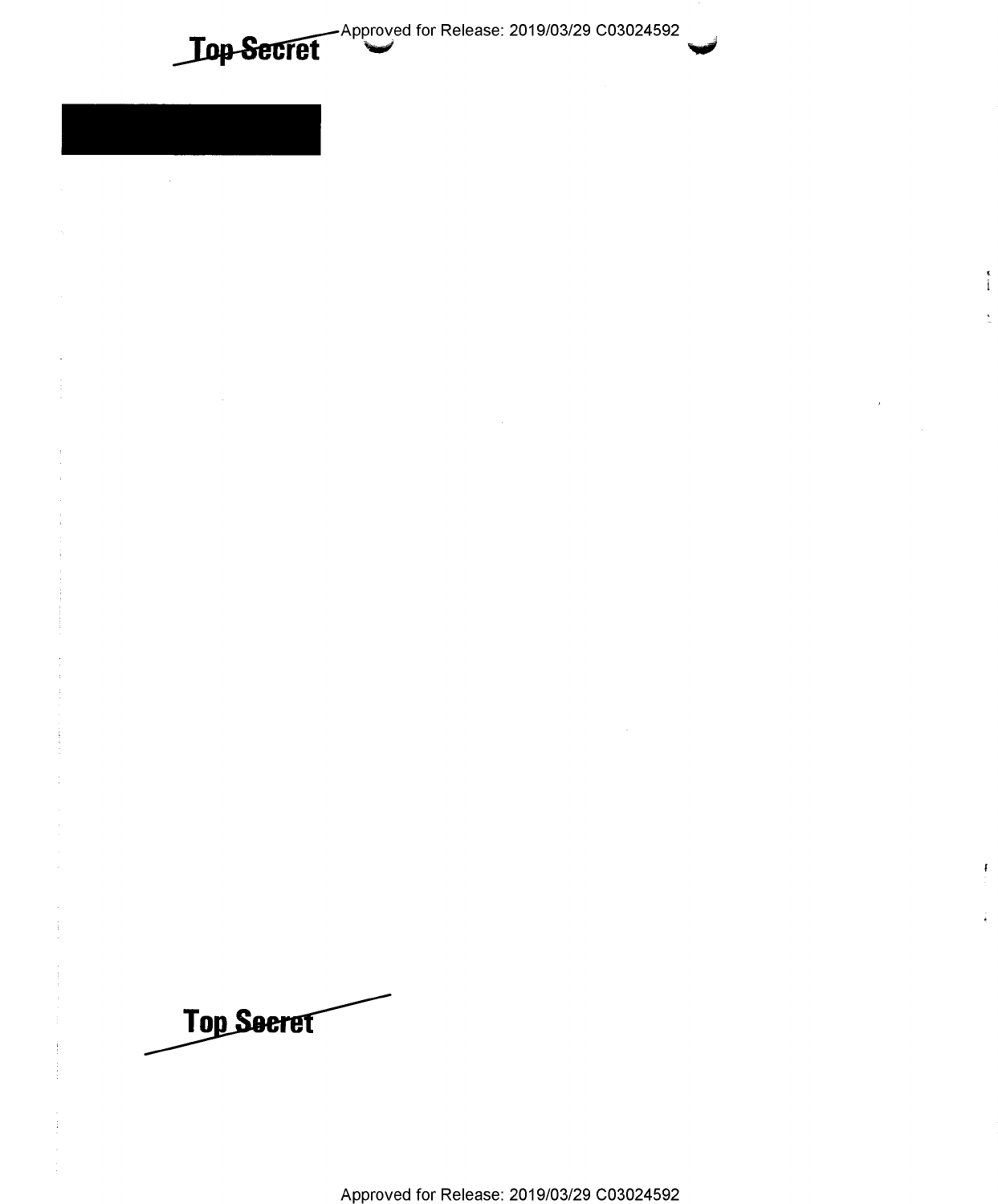Top Secret

Top Secret